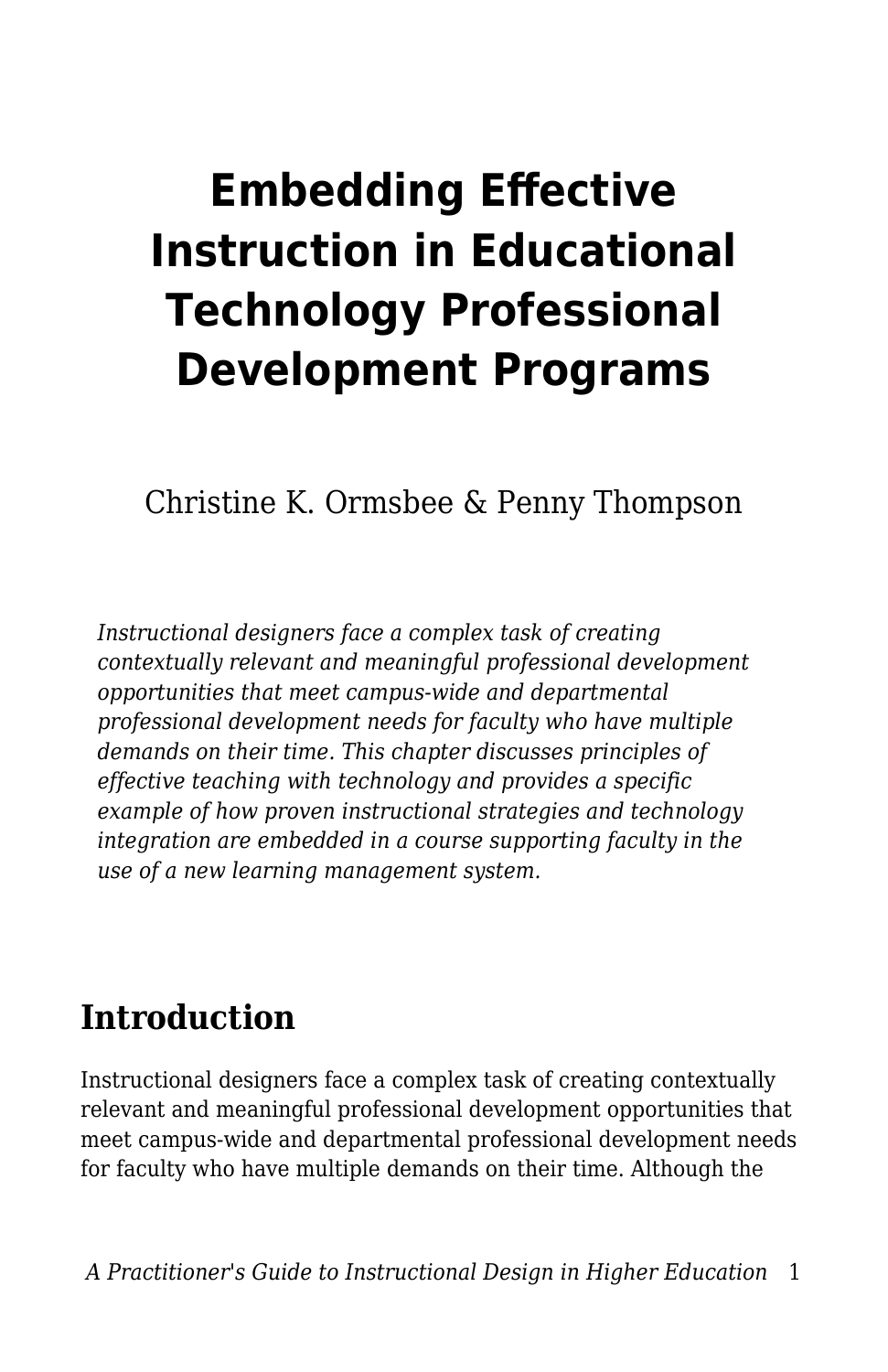# Embedding Effective Instruction in Educational Technology Professional Development Programs

Christine K. Ormsbee & Penny Thompson

*Instructional designers face a complex task of creating contextually relevant and meaningful professional development opportunities that meet campus-wide and departmental professional development needs for faculty who have multiple demands on their time. This chapter discusses principles of effective teaching with technology and provides a specific example of how proven instructional strategies and technology integration are embedded in a course supporting faculty in the use of a new learning management system.*

## Introduction

Instructional designers face a complex task of creating contextually relevant and meaningful professional development opportunities that meet campus-wide and departmental professional development needs for faculty who have multiple demands on their time. Although the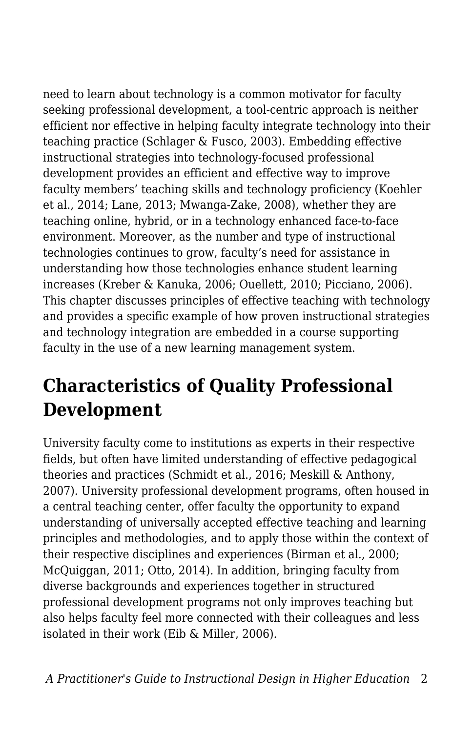need to learn about technology is a common motivator for faculty seeking professional development, a tool-centric approach is neither efficient nor effective in helping faculty integrate technology into their teaching practice (Schlager & Fusco, 2003). Embedding effective instructional strategies into technology-focused professional development provides an efficient and effective way to improve faculty members' teaching skills and technology proficiency (Koehler et al., 2014; Lane, 2013; Mwanga-Zake, 2008), whether they are teaching online, hybrid, or in a technology enhanced face-to-face environment. Moreover, as the number and type of instructional technologies continues to grow, faculty's need for assistance in understanding how those technologies enhance student learning increases (Kreber & Kanuka, 2006; Ouellett, 2010; Picciano, 2006). This chapter discusses principles of effective teaching with technology and provides a specific example of how proven instructional strategies and technology integration are embedded in a course supporting faculty in the use of a new learning management system.

## Characteristics of Quality Professional Development

University faculty come to institutions as experts in their respective fields, but often have limited understanding of effective pedagogical theories and practices (Schmidt et al., 2016; Meskill & Anthony, 2007). University professional development programs, often housed in a central teaching center, offer faculty the opportunity to expand understanding of universally accepted effective teaching and learning principles and methodologies, and to apply those within the context of their respective disciplines and experiences (Birman et al., 2000; McQuiggan, 2011; Otto, 2014). In addition, bringing faculty from diverse backgrounds and experiences together in structured professional development programs not only improves teaching but also helps faculty feel more connected with their colleagues and less isolated in their work (Eib & Miller, 2006).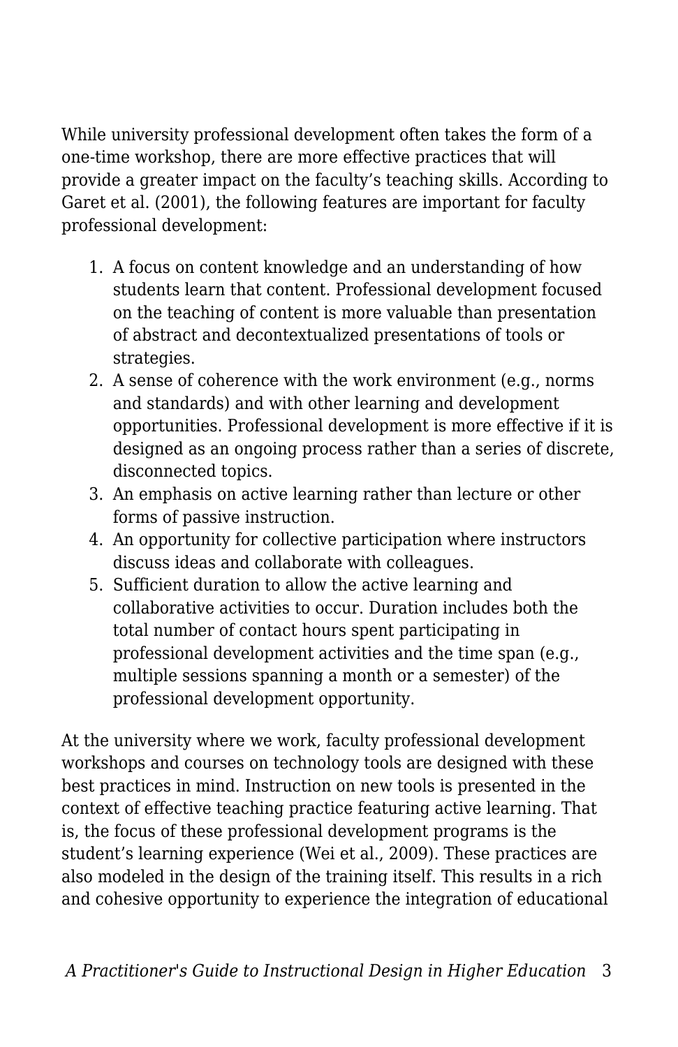While university professional development often takes the form of a one-time workshop, there are more effective practices that will provide a greater impact on the faculty's teaching skills. According to Garet et al. (2001), the following features are important for faculty professional development:

1. A focus on content knowledge and an understanding of how students learn that content. Professional development focused on the teaching of content is more valuable than presentation of abstract and decontextualized presentations of tools or strategies.
2. A sense of coherence with the work environment (e.g., norms and standards) and with other learning and development opportunities. Professional development is more effective if it is designed as an ongoing process rather than a series of discrete, disconnected topics.
3. An emphasis on active learning rather than lecture or other forms of passive instruction.
4. An opportunity for collective participation where instructors discuss ideas and collaborate with colleagues.
5. Sufficient duration to allow the active learning and collaborative activities to occur. Duration includes both the total number of contact hours spent participating in professional development activities and the time span (e.g., multiple sessions spanning a month or a semester) of the professional development opportunity.

At the university where we work, faculty professional development workshops and courses on technology tools are designed with these best practices in mind. Instruction on new tools is presented in the context of effective teaching practice featuring active learning. That is, the focus of these professional development programs is the student's learning experience (Wei et al., 2009). These practices are also modeled in the design of the training itself. This results in a rich and cohesive opportunity to experience the integration of educational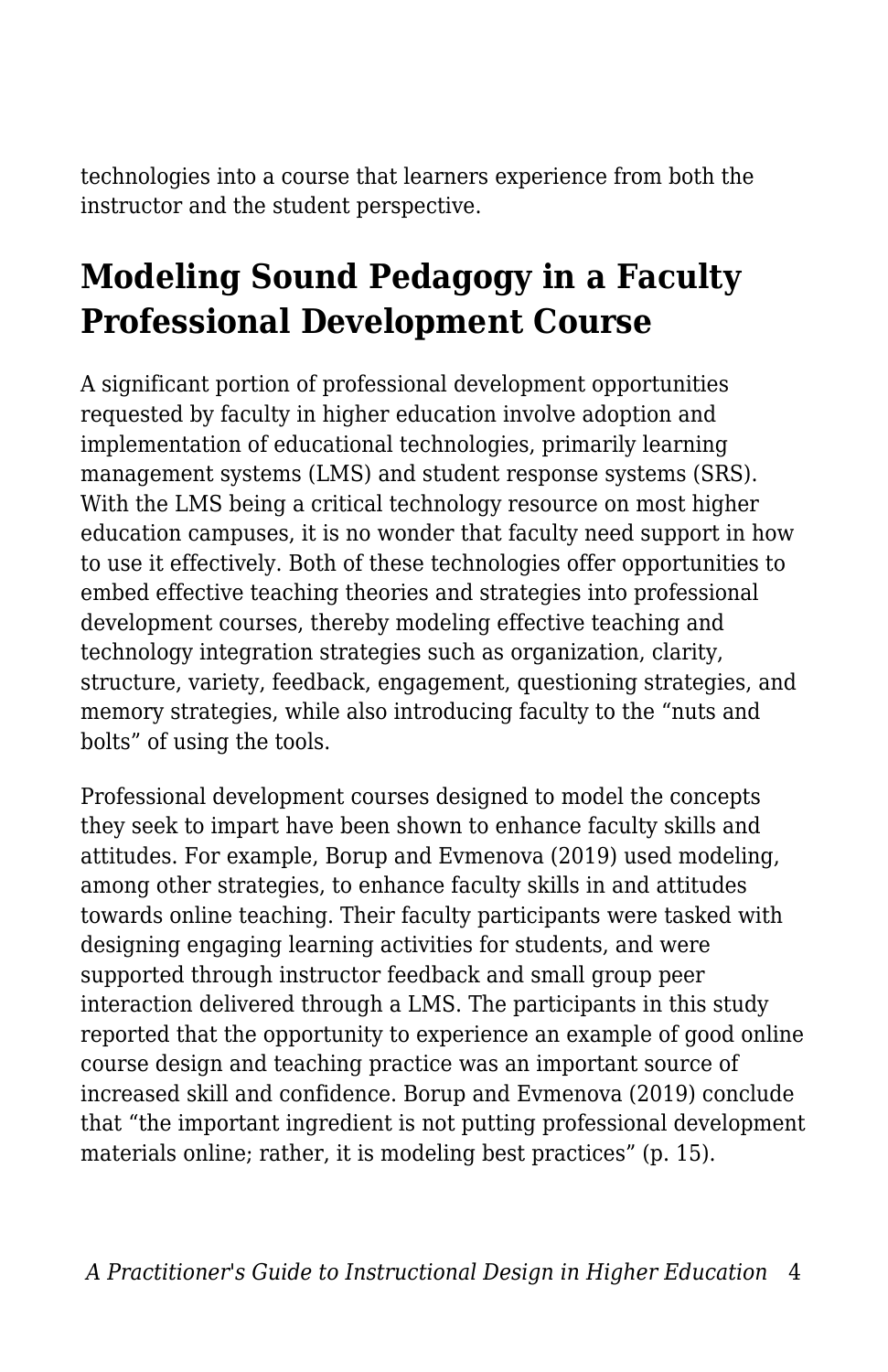technologies into a course that learners experience from both the instructor and the student perspective.

## Modeling Sound Pedagogy in a Faculty Professional Development Course

A significant portion of professional development opportunities requested by faculty in higher education involve adoption and implementation of educational technologies, primarily learning management systems (LMS) and student response systems (SRS). With the LMS being a critical technology resource on most higher education campuses, it is no wonder that faculty need support in how to use it effectively. Both of these technologies offer opportunities to embed effective teaching theories and strategies into professional development courses, thereby modeling effective teaching and technology integration strategies such as organization, clarity, structure, variety, feedback, engagement, questioning strategies, and memory strategies, while also introducing faculty to the "nuts and bolts" of using the tools.

Professional development courses designed to model the concepts they seek to impart have been shown to enhance faculty skills and attitudes. For example, Borup and Evmenova (2019) used modeling, among other strategies, to enhance faculty skills in and attitudes towards online teaching. Their faculty participants were tasked with designing engaging learning activities for students, and were supported through instructor feedback and small group peer interaction delivered through a LMS. The participants in this study reported that the opportunity to experience an example of good online course design and teaching practice was an important source of increased skill and confidence. Borup and Evmenova (2019) conclude that "the important ingredient is not putting professional development materials online; rather, it is modeling best practices" (p. 15).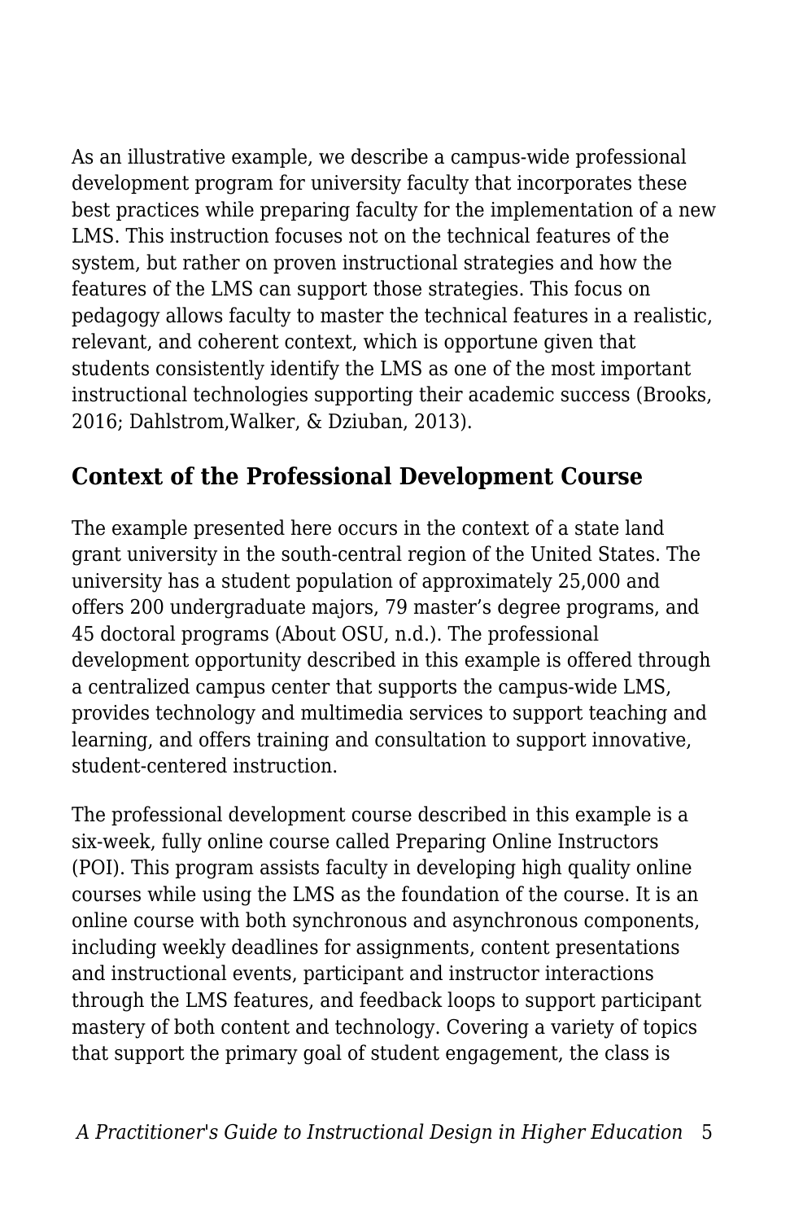As an illustrative example, we describe a campus-wide professional development program for university faculty that incorporates these best practices while preparing faculty for the implementation of a new LMS. This instruction focuses not on the technical features of the system, but rather on proven instructional strategies and how the features of the LMS can support those strategies. This focus on pedagogy allows faculty to master the technical features in a realistic, relevant, and coherent context, which is opportune given that students consistently identify the LMS as one of the most important instructional technologies supporting their academic success (Brooks, 2016; Dahlstrom,Walker, & Dziuban, 2013).

## Context of the Professional Development Course

The example presented here occurs in the context of a state land grant university in the south-central region of the United States. The university has a student population of approximately 25,000 and offers 200 undergraduate majors, 79 master's degree programs, and 45 doctoral programs (About OSU, n.d.). The professional development opportunity described in this example is offered through a centralized campus center that supports the campus-wide LMS, provides technology and multimedia services to support teaching and learning, and offers training and consultation to support innovative, student-centered instruction.

The professional development course described in this example is a six-week, fully online course called Preparing Online Instructors (POI). This program assists faculty in developing high quality online courses while using the LMS as the foundation of the course. It is an online course with both synchronous and asynchronous components, including weekly deadlines for assignments, content presentations and instructional events, participant and instructor interactions through the LMS features, and feedback loops to support participant mastery of both content and technology. Covering a variety of topics that support the primary goal of student engagement, the class is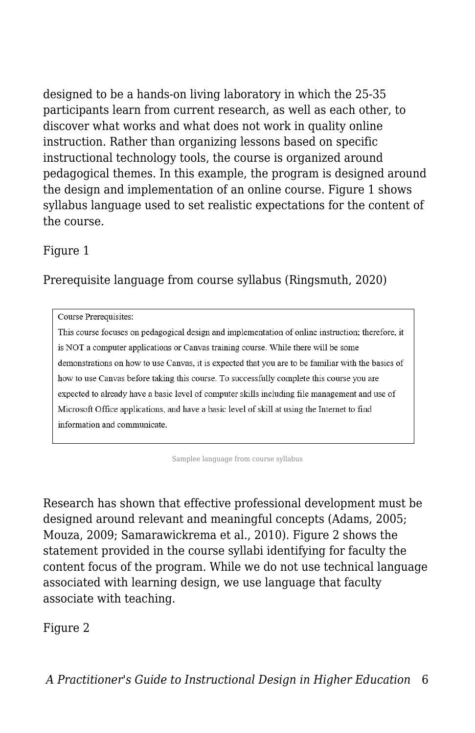designed to be a hands-on living laboratory in which the 25-35 participants learn from current research, as well as each other, to discover what works and what does not work in quality online instruction. Rather than organizing lessons based on specific instructional technology tools, the course is organized around pedagogical themes. In this example, the program is designed around the design and implementation of an online course. Figure 1 shows syllabus language used to set realistic expectations for the content of the course.

Figure 1

Prerequisite language from course syllabus (Ringsmuth, 2020)

> Course Prerequisites:
>
> This course focuses on pedagogical design and implementation of online instruction; therefore, it is NOT a computer applications or Canvas training course. While there will be some demonstrations on how to use Canvas, it is expected that you are to be familiar with the basics of how to use Canvas before taking this course. To successfully complete this course you are expected to already have a basic level of computer skills including file management and use of Microsoft Office applications, and have a basic level of skill at using the Internet to find information and communicate.

Samplee language from course syllabus

Research has shown that effective professional development must be designed around relevant and meaningful concepts (Adams, 2005; Mouza, 2009; Samarawickrema et al., 2010). Figure 2 shows the statement provided in the course syllabi identifying for faculty the content focus of the program. While we do not use technical language associated with learning design, we use language that faculty associate with teaching.

Figure 2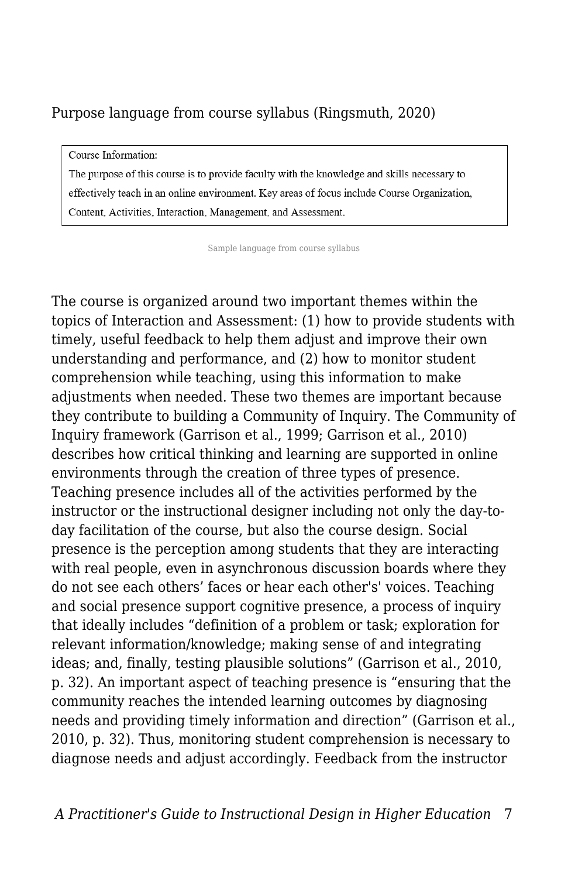Purpose language from course syllabus (Ringsmuth, 2020)

> Course Information:
>
> The purpose of this course is to provide faculty with the knowledge and skills necessary to effectively teach in an online environment. Key areas of focus include Course Organization, Content, Activities, Interaction, Management, and Assessment.

Sample language from course syllabus

The course is organized around two important themes within the topics of Interaction and Assessment: (1) how to provide students with timely, useful feedback to help them adjust and improve their own understanding and performance, and (2) how to monitor student comprehension while teaching, using this information to make adjustments when needed. These two themes are important because they contribute to building a Community of Inquiry. The Community of Inquiry framework (Garrison et al., 1999; Garrison et al., 2010) describes how critical thinking and learning are supported in online environments through the creation of three types of presence. Teaching presence includes all of the activities performed by the instructor or the instructional designer including not only the day-to-day facilitation of the course, but also the course design. Social presence is the perception among students that they are interacting with real people, even in asynchronous discussion boards where they do not see each others' faces or hear each other's' voices. Teaching and social presence support cognitive presence, a process of inquiry that ideally includes "definition of a problem or task; exploration for relevant information/knowledge; making sense of and integrating ideas; and, finally, testing plausible solutions" (Garrison et al., 2010, p. 32). An important aspect of teaching presence is "ensuring that the community reaches the intended learning outcomes by diagnosing needs and providing timely information and direction" (Garrison et al., 2010, p. 32). Thus, monitoring student comprehension is necessary to diagnose needs and adjust accordingly. Feedback from the instructor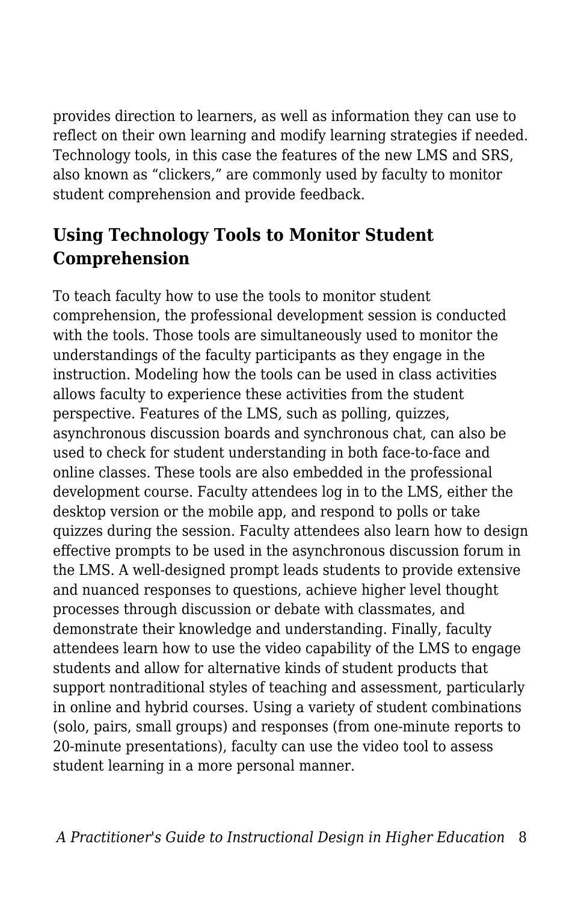provides direction to learners, as well as information they can use to reflect on their own learning and modify learning strategies if needed. Technology tools, in this case the features of the new LMS and SRS, also known as “clickers,” are commonly used by faculty to monitor student comprehension and provide feedback.

## Using Technology Tools to Monitor Student Comprehension

To teach faculty how to use the tools to monitor student comprehension, the professional development session is conducted with the tools. Those tools are simultaneously used to monitor the understandings of the faculty participants as they engage in the instruction. Modeling how the tools can be used in class activities allows faculty to experience these activities from the student perspective. Features of the LMS, such as polling, quizzes, asynchronous discussion boards and synchronous chat, can also be used to check for student understanding in both face-to-face and online classes. These tools are also embedded in the professional development course. Faculty attendees log in to the LMS, either the desktop version or the mobile app, and respond to polls or take quizzes during the session. Faculty attendees also learn how to design effective prompts to be used in the asynchronous discussion forum in the LMS. A well-designed prompt leads students to provide extensive and nuanced responses to questions, achieve higher level thought processes through discussion or debate with classmates, and demonstrate their knowledge and understanding. Finally, faculty attendees learn how to use the video capability of the LMS to engage students and allow for alternative kinds of student products that support nontraditional styles of teaching and assessment, particularly in online and hybrid courses. Using a variety of student combinations (solo, pairs, small groups) and responses (from one-minute reports to 20-minute presentations), faculty can use the video tool to assess student learning in a more personal manner.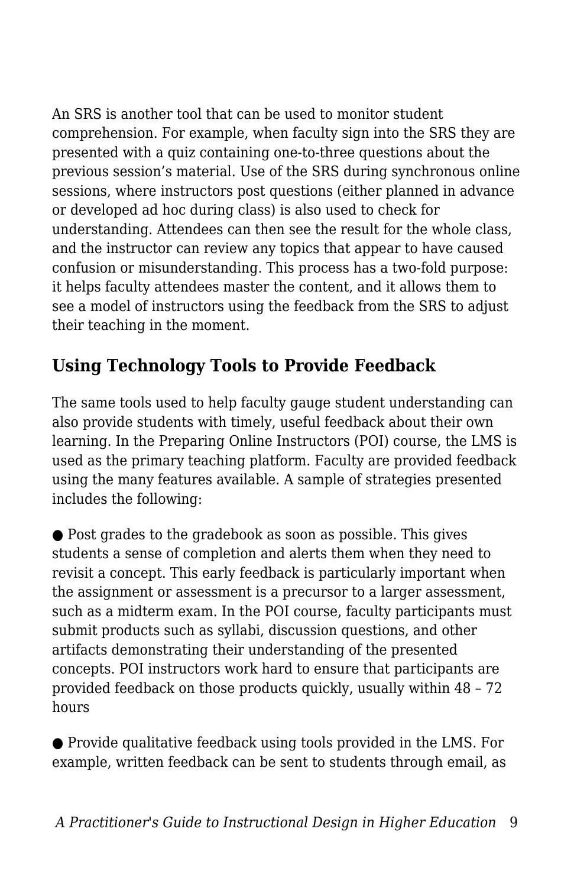An SRS is another tool that can be used to monitor student comprehension. For example, when faculty sign into the SRS they are presented with a quiz containing one-to-three questions about the previous session's material. Use of the SRS during synchronous online sessions, where instructors post questions (either planned in advance or developed ad hoc during class) is also used to check for understanding. Attendees can then see the result for the whole class, and the instructor can review any topics that appear to have caused confusion or misunderstanding. This process has a two-fold purpose: it helps faculty attendees master the content, and it allows them to see a model of instructors using the feedback from the SRS to adjust their teaching in the moment.

## Using Technology Tools to Provide Feedback

The same tools used to help faculty gauge student understanding can also provide students with timely, useful feedback about their own learning. In the Preparing Online Instructors (POI) course, the LMS is used as the primary teaching platform. Faculty are provided feedback using the many features available. A sample of strategies presented includes the following:

- Post grades to the gradebook as soon as possible. This gives students a sense of completion and alerts them when they need to revisit a concept. This early feedback is particularly important when the assignment or assessment is a precursor to a larger assessment, such as a midterm exam. In the POI course, faculty participants must submit products such as syllabi, discussion questions, and other artifacts demonstrating their understanding of the presented concepts. POI instructors work hard to ensure that participants are provided feedback on those products quickly, usually within 48 – 72 hours

- Provide qualitative feedback using tools provided in the LMS. For example, written feedback can be sent to students through email, as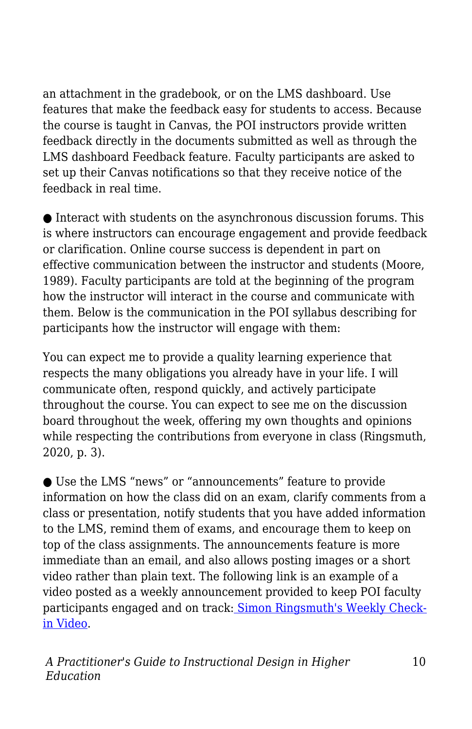an attachment in the gradebook, or on the LMS dashboard. Use features that make the feedback easy for students to access. Because the course is taught in Canvas, the POI instructors provide written feedback directly in the documents submitted as well as through the LMS dashboard Feedback feature. Faculty participants are asked to set up their Canvas notifications so that they receive notice of the feedback in real time.

- Interact with students on the asynchronous discussion forums. This is where instructors can encourage engagement and provide feedback or clarification. Online course success is dependent in part on effective communication between the instructor and students (Moore, 1989). Faculty participants are told at the beginning of the program how the instructor will interact in the course and communicate with them. Below is the communication in the POI syllabus describing for participants how the instructor will engage with them:

You can expect me to provide a quality learning experience that respects the many obligations you already have in your life. I will communicate often, respond quickly, and actively participate throughout the course. You can expect to see me on the discussion board throughout the week, offering my own thoughts and opinions while respecting the contributions from everyone in class (Ringsmuth, 2020, p. 3).

- Use the LMS "news" or "announcements" feature to provide information on how the class did on an exam, clarify comments from a class or presentation, notify students that you have added information to the LMS, remind them of exams, and encourage them to keep on top of the class assignments. The announcements feature is more immediate than an email, and also allows posting images or a short video rather than plain text. The following link is an example of a video posted as a weekly announcement provided to keep POI faculty participants engaged and on track: Simon Ringsmuth's Weekly Check-in Video.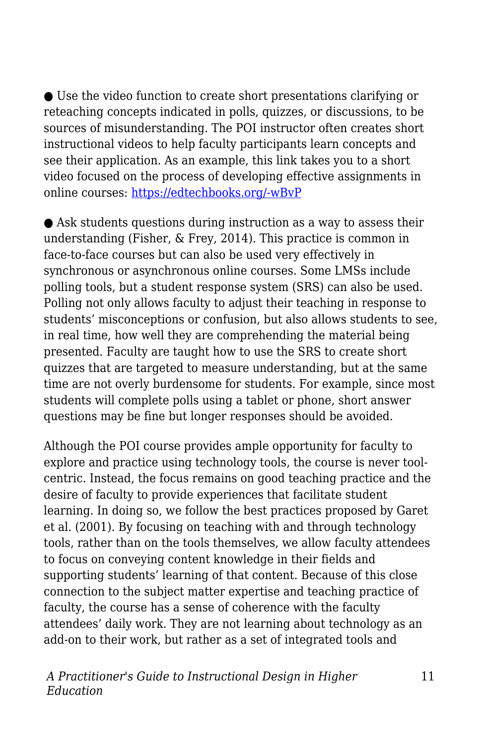- Use the video function to create short presentations clarifying or reteaching concepts indicated in polls, quizzes, or discussions, to be sources of misunderstanding. The POI instructor often creates short instructional videos to help faculty participants learn concepts and see their application. As an example, this link takes you to a short video focused on the process of developing effective assignments in online courses: [https://edtechbooks.org/-wBvP](https://edtechbooks.org/-wBvP)

- Ask students questions during instruction as a way to assess their understanding (Fisher, & Frey, 2014). This practice is common in face-to-face courses but can also be used very effectively in synchronous or asynchronous online courses. Some LMSs include polling tools, but a student response system (SRS) can also be used. Polling not only allows faculty to adjust their teaching in response to students' misconceptions or confusion, but also allows students to see, in real time, how well they are comprehending the material being presented. Faculty are taught how to use the SRS to create short quizzes that are targeted to measure understanding, but at the same time are not overly burdensome for students. For example, since most students will complete polls using a tablet or phone, short answer questions may be fine but longer responses should be avoided.

Although the POI course provides ample opportunity for faculty to explore and practice using technology tools, the course is never tool-centric. Instead, the focus remains on good teaching practice and the desire of faculty to provide experiences that facilitate student learning. In doing so, we follow the best practices proposed by Garet et al. (2001). By focusing on teaching with and through technology tools, rather than on the tools themselves, we allow faculty attendees to focus on conveying content knowledge in their fields and supporting students' learning of that content. Because of this close connection to the subject matter expertise and teaching practice of faculty, the course has a sense of coherence with the faculty attendees' daily work. They are not learning about technology as an add-on to their work, but rather as a set of integrated tools and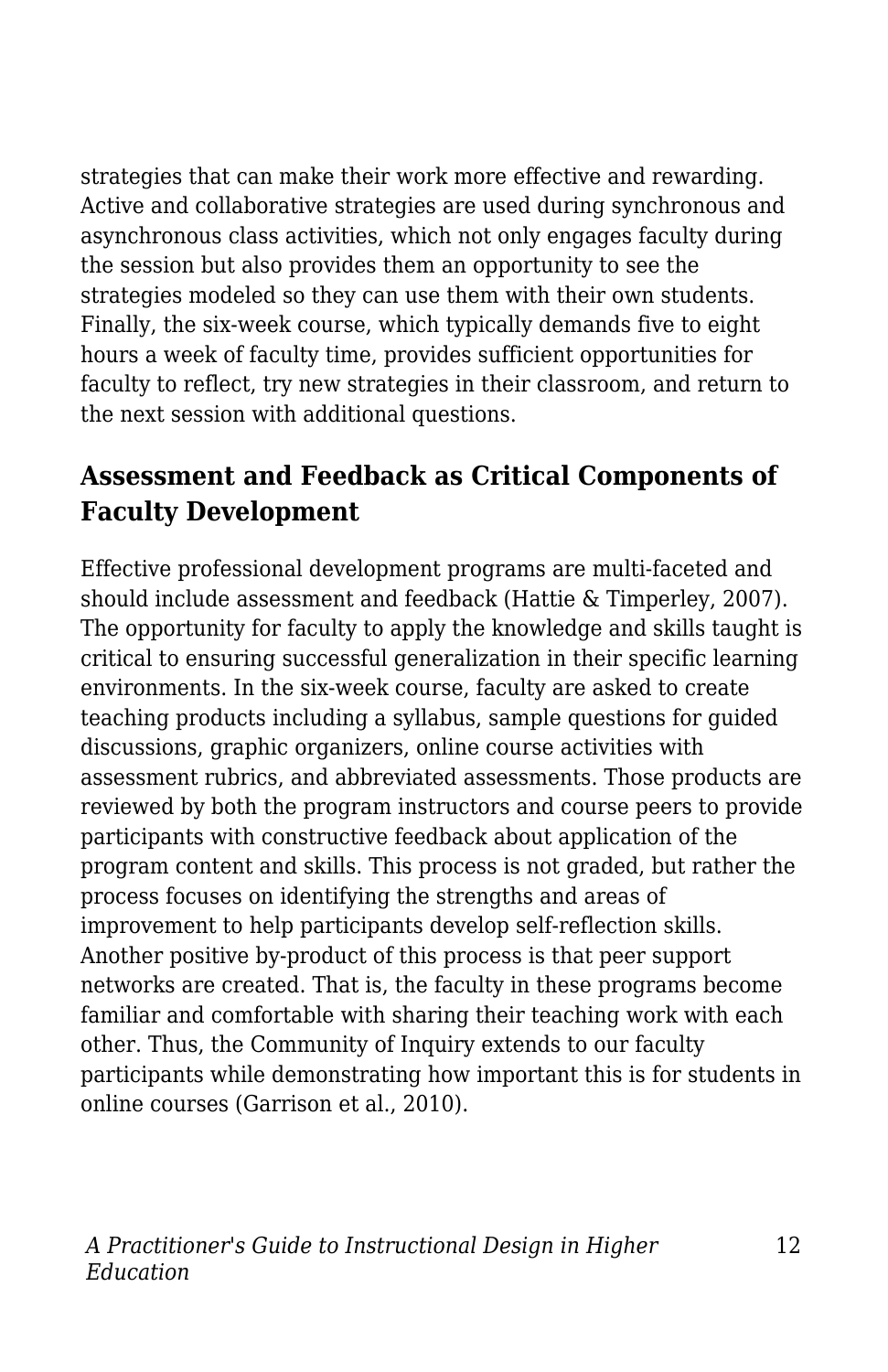strategies that can make their work more effective and rewarding. Active and collaborative strategies are used during synchronous and asynchronous class activities, which not only engages faculty during the session but also provides them an opportunity to see the strategies modeled so they can use them with their own students. Finally, the six-week course, which typically demands five to eight hours a week of faculty time, provides sufficient opportunities for faculty to reflect, try new strategies in their classroom, and return to the next session with additional questions.

## Assessment and Feedback as Critical Components of Faculty Development

Effective professional development programs are multi-faceted and should include assessment and feedback (Hattie & Timperley, 2007). The opportunity for faculty to apply the knowledge and skills taught is critical to ensuring successful generalization in their specific learning environments. In the six-week course, faculty are asked to create teaching products including a syllabus, sample questions for guided discussions, graphic organizers, online course activities with assessment rubrics, and abbreviated assessments. Those products are reviewed by both the program instructors and course peers to provide participants with constructive feedback about application of the program content and skills. This process is not graded, but rather the process focuses on identifying the strengths and areas of improvement to help participants develop self-reflection skills. Another positive by-product of this process is that peer support networks are created. That is, the faculty in these programs become familiar and comfortable with sharing their teaching work with each other. Thus, the Community of Inquiry extends to our faculty participants while demonstrating how important this is for students in online courses (Garrison et al., 2010).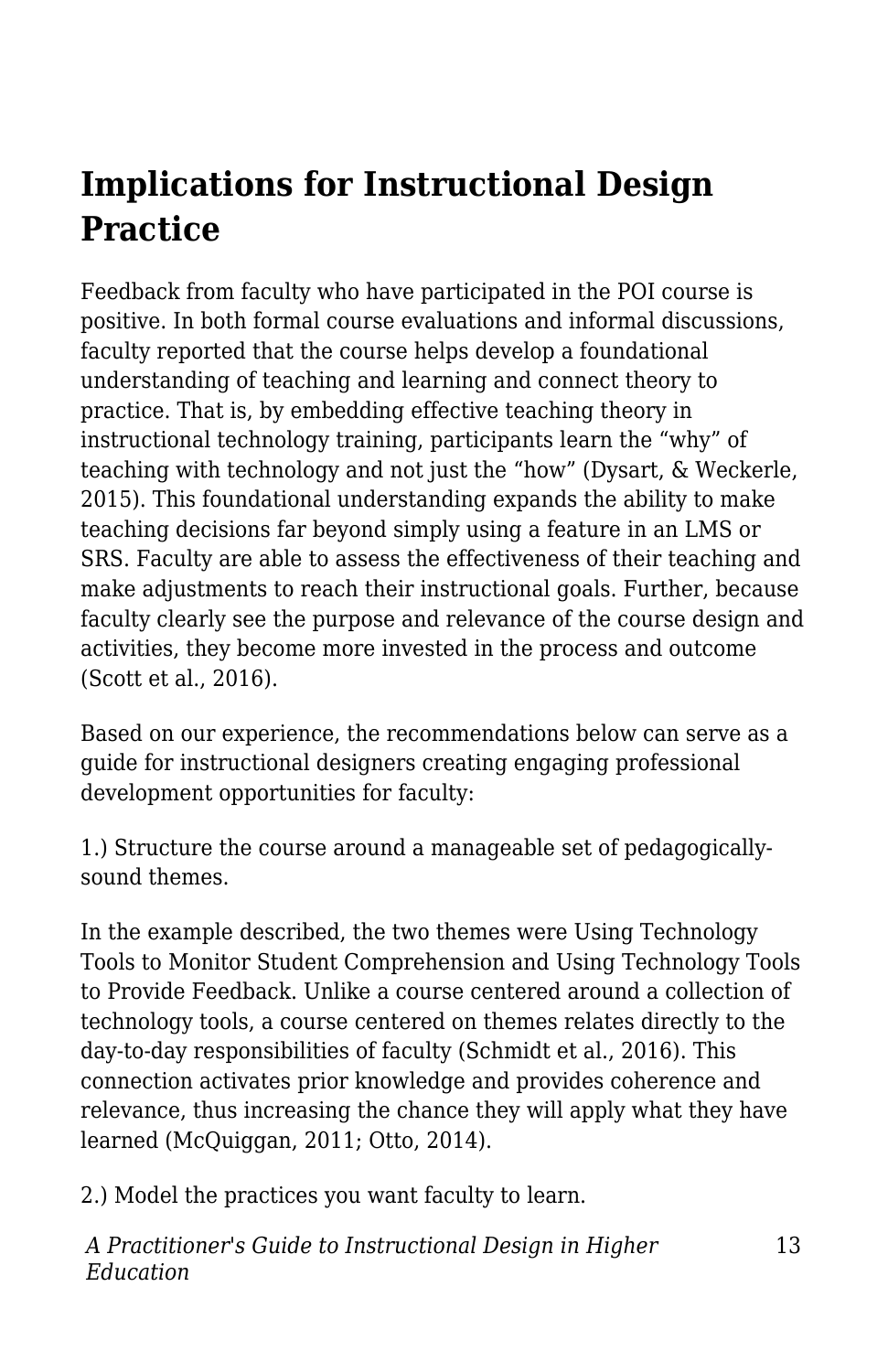## Implications for Instructional Design Practice

Feedback from faculty who have participated in the POI course is positive. In both formal course evaluations and informal discussions, faculty reported that the course helps develop a foundational understanding of teaching and learning and connect theory to practice. That is, by embedding effective teaching theory in instructional technology training, participants learn the "why" of teaching with technology and not just the "how" (Dysart, & Weckerle, 2015). This foundational understanding expands the ability to make teaching decisions far beyond simply using a feature in an LMS or SRS. Faculty are able to assess the effectiveness of their teaching and make adjustments to reach their instructional goals. Further, because faculty clearly see the purpose and relevance of the course design and activities, they become more invested in the process and outcome (Scott et al., 2016).

Based on our experience, the recommendations below can serve as a guide for instructional designers creating engaging professional development opportunities for faculty:

1.) Structure the course around a manageable set of pedagogically-sound themes.

In the example described, the two themes were Using Technology Tools to Monitor Student Comprehension and Using Technology Tools to Provide Feedback. Unlike a course centered around a collection of technology tools, a course centered on themes relates directly to the day-to-day responsibilities of faculty (Schmidt et al., 2016). This connection activates prior knowledge and provides coherence and relevance, thus increasing the chance they will apply what they have learned (McQuiggan, 2011; Otto, 2014).

2.) Model the practices you want faculty to learn.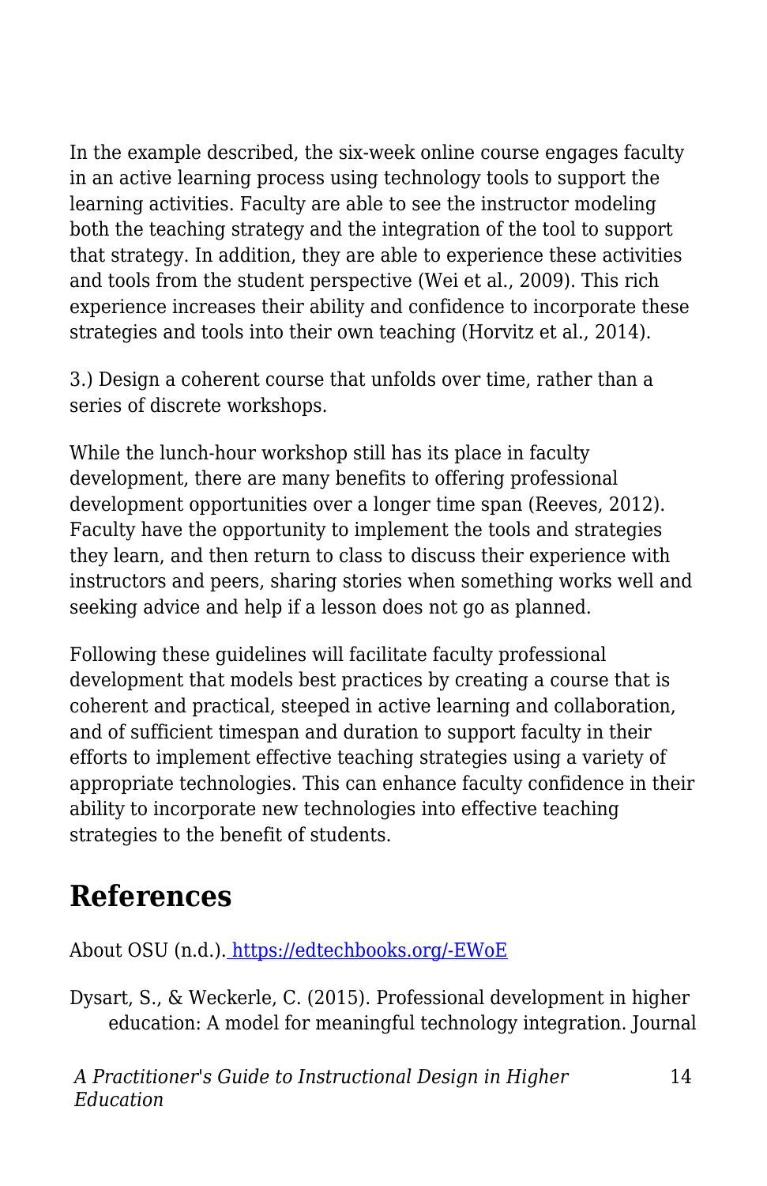In the example described, the six-week online course engages faculty in an active learning process using technology tools to support the learning activities. Faculty are able to see the instructor modeling both the teaching strategy and the integration of the tool to support that strategy. In addition, they are able to experience these activities and tools from the student perspective (Wei et al., 2009). This rich experience increases their ability and confidence to incorporate these strategies and tools into their own teaching (Horvitz et al., 2014).

3.) Design a coherent course that unfolds over time, rather than a series of discrete workshops.

While the lunch-hour workshop still has its place in faculty development, there are many benefits to offering professional development opportunities over a longer time span (Reeves, 2012). Faculty have the opportunity to implement the tools and strategies they learn, and then return to class to discuss their experience with instructors and peers, sharing stories when something works well and seeking advice and help if a lesson does not go as planned.

Following these guidelines will facilitate faculty professional development that models best practices by creating a course that is coherent and practical, steeped in active learning and collaboration, and of sufficient timespan and duration to support faculty in their efforts to implement effective teaching strategies using a variety of appropriate technologies. This can enhance faculty confidence in their ability to incorporate new technologies into effective teaching strategies to the benefit of students.

## References

About OSU (n.d.). https://edtechbooks.org/-EWoE

Dysart, S., & Weckerle, C. (2015). Professional development in higher education: A model for meaningful technology integration. Journal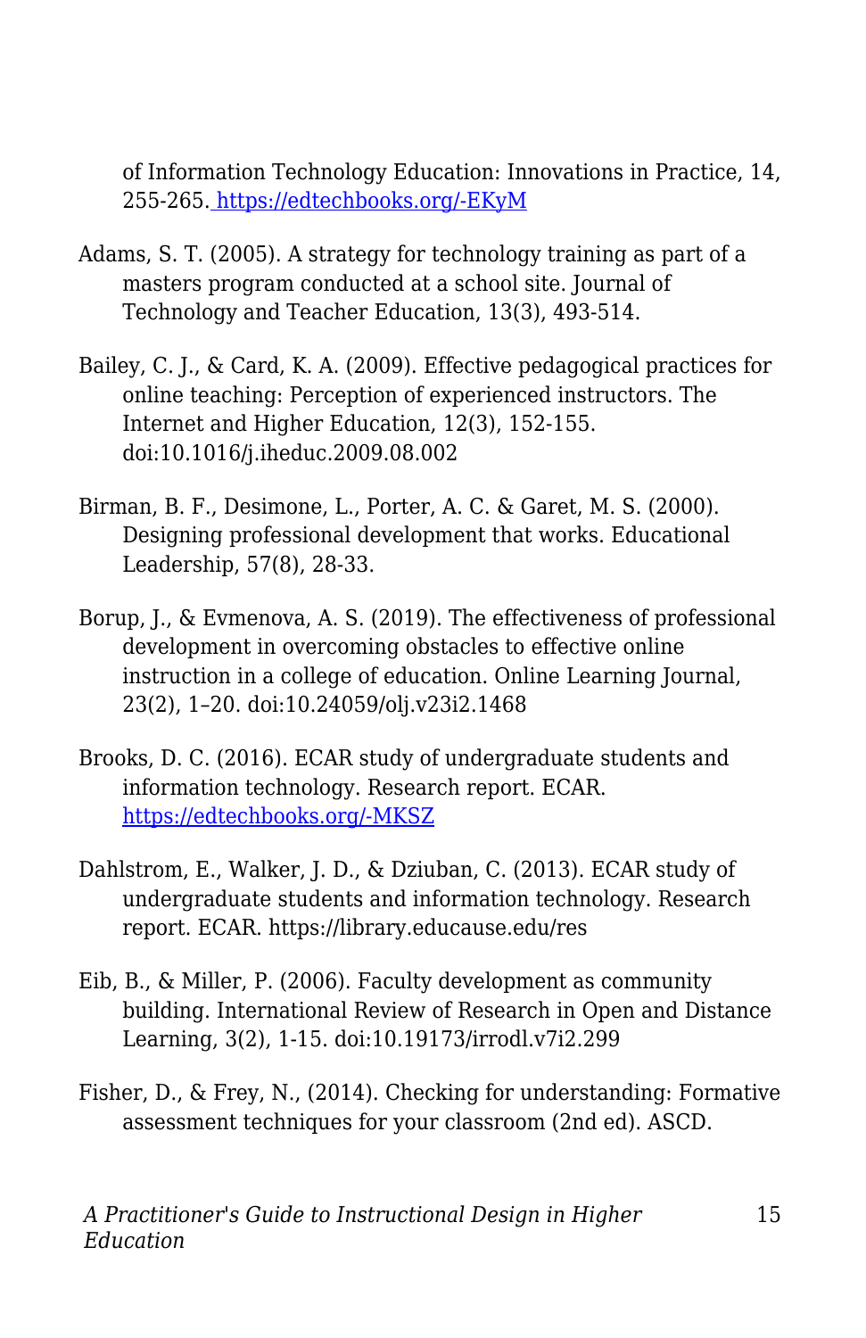of Information Technology Education: Innovations in Practice, 14, 255-265. [https://edtechbooks.org/-EKyM](https://edtechbooks.org/-EKyM)

Adams, S. T. (2005). A strategy for technology training as part of a masters program conducted at a school site. Journal of Technology and Teacher Education, 13(3), 493-514.

Bailey, C. J., & Card, K. A. (2009). Effective pedagogical practices for online teaching: Perception of experienced instructors. The Internet and Higher Education, 12(3), 152-155. doi:10.1016/j.iheduc.2009.08.002

Birman, B. F., Desimone, L., Porter, A. C. & Garet, M. S. (2000). Designing professional development that works. Educational Leadership, 57(8), 28-33.

Borup, J., & Evmenova, A. S. (2019). The effectiveness of professional development in overcoming obstacles to effective online instruction in a college of education. Online Learning Journal, 23(2), 1–20. doi:10.24059/olj.v23i2.1468

Brooks, D. C. (2016). ECAR study of undergraduate students and information technology. Research report. ECAR. [https://edtechbooks.org/-MKSZ](https://edtechbooks.org/-MKSZ)

Dahlstrom, E., Walker, J. D., & Dziuban, C. (2013). ECAR study of undergraduate students and information technology. Research report. ECAR. https://library.educause.edu/res

Eib, B., & Miller, P. (2006). Faculty development as community building. International Review of Research in Open and Distance Learning, 3(2), 1-15. doi:10.19173/irrodl.v7i2.299

Fisher, D., & Frey, N., (2014). Checking for understanding: Formative assessment techniques for your classroom (2nd ed). ASCD.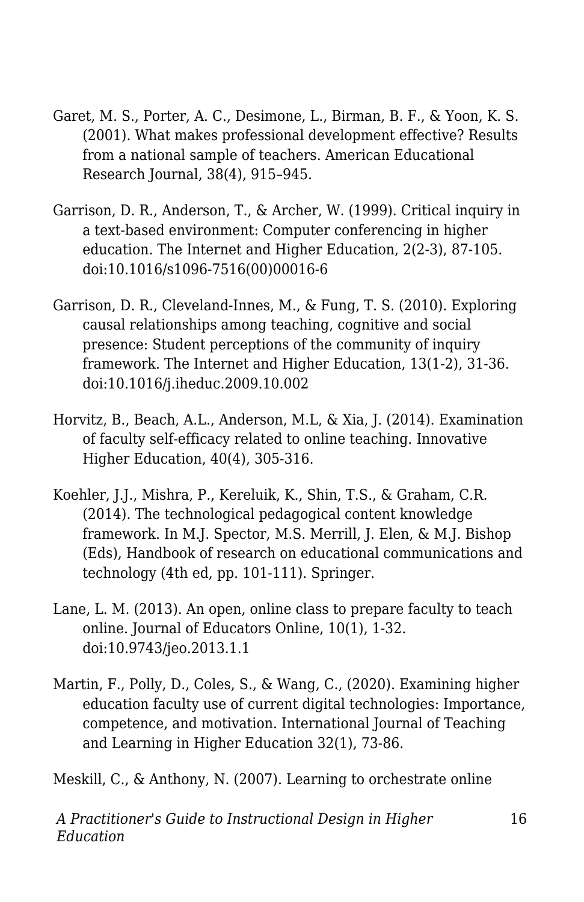Garet, M. S., Porter, A. C., Desimone, L., Birman, B. F., & Yoon, K. S. (2001). What makes professional development effective? Results from a national sample of teachers. American Educational Research Journal, 38(4), 915–945.

Garrison, D. R., Anderson, T., & Archer, W. (1999). Critical inquiry in a text-based environment: Computer conferencing in higher education. The Internet and Higher Education, 2(2-3), 87-105. doi:10.1016/s1096-7516(00)00016-6

Garrison, D. R., Cleveland-Innes, M., & Fung, T. S. (2010). Exploring causal relationships among teaching, cognitive and social presence: Student perceptions of the community of inquiry framework. The Internet and Higher Education, 13(1-2), 31-36. doi:10.1016/j.iheduc.2009.10.002

Horvitz, B., Beach, A.L., Anderson, M.L, & Xia, J. (2014). Examination of faculty self-efficacy related to online teaching. Innovative Higher Education, 40(4), 305-316.

Koehler, J.J., Mishra, P., Kereluik, K., Shin, T.S., & Graham, C.R. (2014). The technological pedagogical content knowledge framework. In M.J. Spector, M.S. Merrill, J. Elen, & M.J. Bishop (Eds), Handbook of research on educational communications and technology (4th ed, pp. 101-111). Springer.

Lane, L. M. (2013). An open, online class to prepare faculty to teach online. Journal of Educators Online, 10(1), 1-32. doi:10.9743/jeo.2013.1.1

Martin, F., Polly, D., Coles, S., & Wang, C., (2020). Examining higher education faculty use of current digital technologies: Importance, competence, and motivation. International Journal of Teaching and Learning in Higher Education 32(1), 73-86.

Meskill, C., & Anthony, N. (2007). Learning to orchestrate online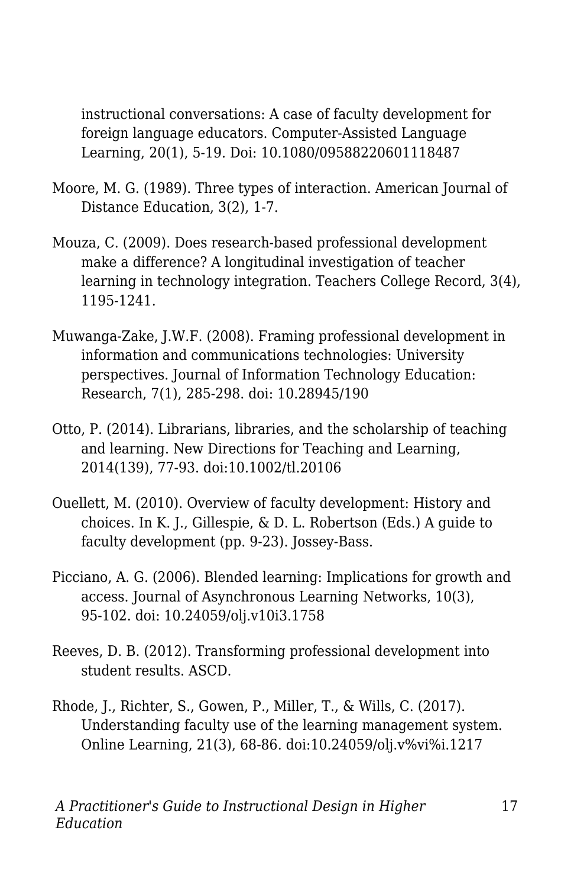instructional conversations: A case of faculty development for foreign language educators. Computer-Assisted Language Learning, 20(1), 5-19. Doi: 10.1080/09588220601118487

Moore, M. G. (1989). Three types of interaction. American Journal of Distance Education, 3(2), 1-7.

Mouza, C. (2009). Does research-based professional development make a difference? A longitudinal investigation of teacher learning in technology integration. Teachers College Record, 3(4), 1195-1241.

Muwanga-Zake, J.W.F. (2008). Framing professional development in information and communications technologies: University perspectives. Journal of Information Technology Education: Research, 7(1), 285-298. doi: 10.28945/190

Otto, P. (2014). Librarians, libraries, and the scholarship of teaching and learning. New Directions for Teaching and Learning, 2014(139), 77-93. doi:10.1002/tl.20106

Ouellett, M. (2010). Overview of faculty development: History and choices. In K. J., Gillespie, & D. L. Robertson (Eds.) A guide to faculty development (pp. 9-23). Jossey-Bass.

Picciano, A. G. (2006). Blended learning: Implications for growth and access. Journal of Asynchronous Learning Networks, 10(3), 95-102. doi: 10.24059/olj.v10i3.1758

Reeves, D. B. (2012). Transforming professional development into student results. ASCD.

Rhode, J., Richter, S., Gowen, P., Miller, T., & Wills, C. (2017). Understanding faculty use of the learning management system. Online Learning, 21(3), 68-86. doi:10.24059/olj.v%vi%i.1217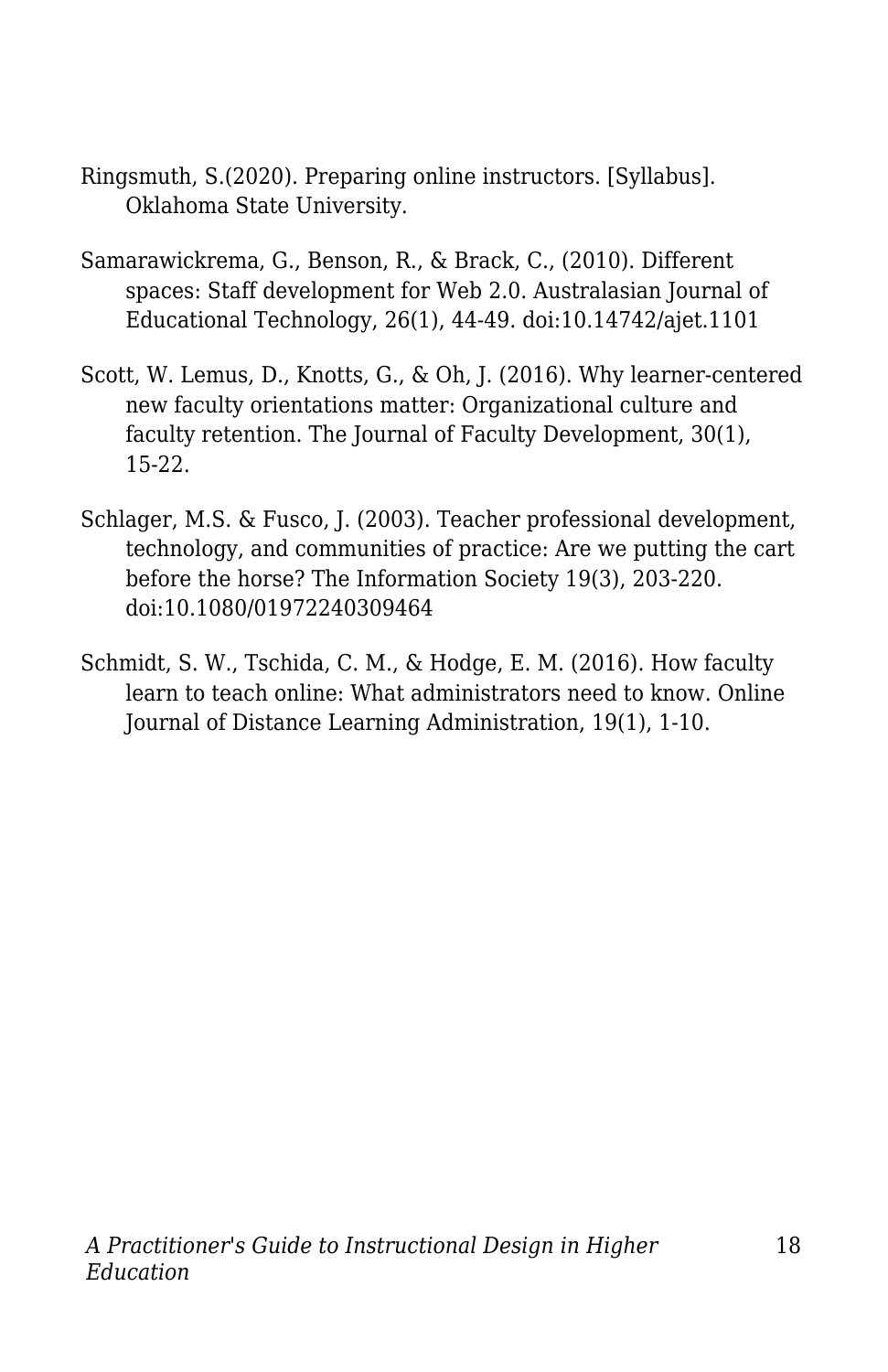Ringsmuth, S.(2020). Preparing online instructors. [Syllabus]. Oklahoma State University.

Samarawickrema, G., Benson, R., & Brack, C., (2010). Different spaces: Staff development for Web 2.0. Australasian Journal of Educational Technology, 26(1), 44-49. doi:10.14742/ajet.1101

Scott, W. Lemus, D., Knotts, G., & Oh, J. (2016). Why learner-centered new faculty orientations matter: Organizational culture and faculty retention. The Journal of Faculty Development, 30(1), 15-22.

Schlager, M.S. & Fusco, J. (2003). Teacher professional development, technology, and communities of practice: Are we putting the cart before the horse? The Information Society 19(3), 203-220. doi:10.1080/01972240309464

Schmidt, S. W., Tschida, C. M., & Hodge, E. M. (2016). How faculty learn to teach online: What administrators need to know. Online Journal of Distance Learning Administration, 19(1), 1-10.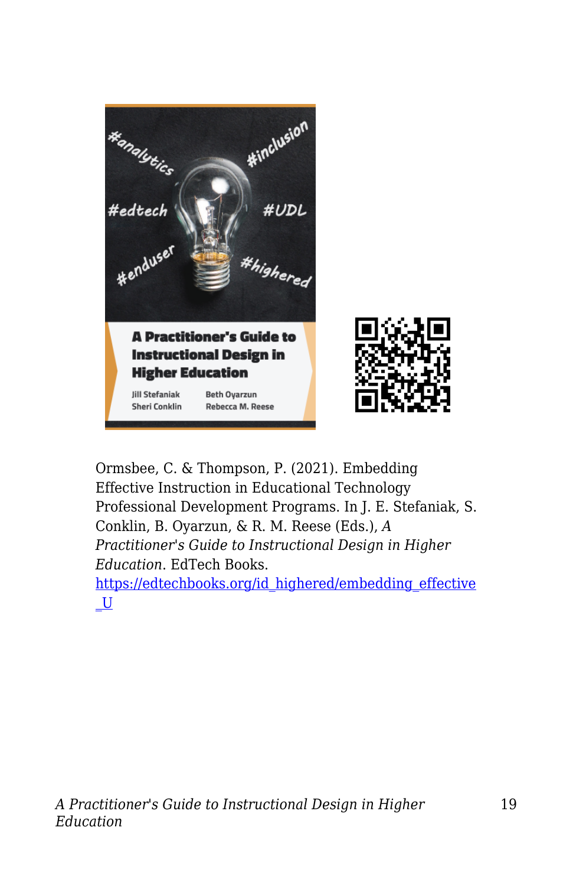Ormsbee, C. & Thompson, P. (2021). Embedding Effective Instruction in Educational Technology Professional Development Programs. In J. E. Stefaniak, S. Conklin, B. Oyarzun, & R. M. Reese (Eds.), *A Practitioner's Guide to Instructional Design in Higher Education*. EdTech Books. https://edtechbooks.org/id_highered/embedding_effective_U